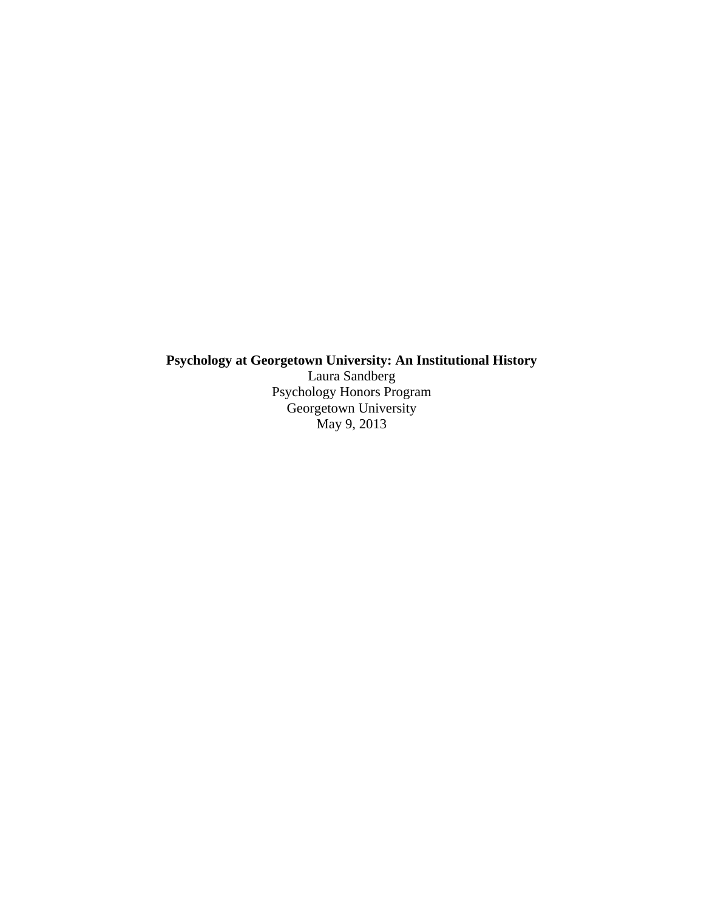# Psychology at Georgetown University: An Institutional History

Laura Sandberg

Psychology Honors Program

Georgetown University

May 9, 2013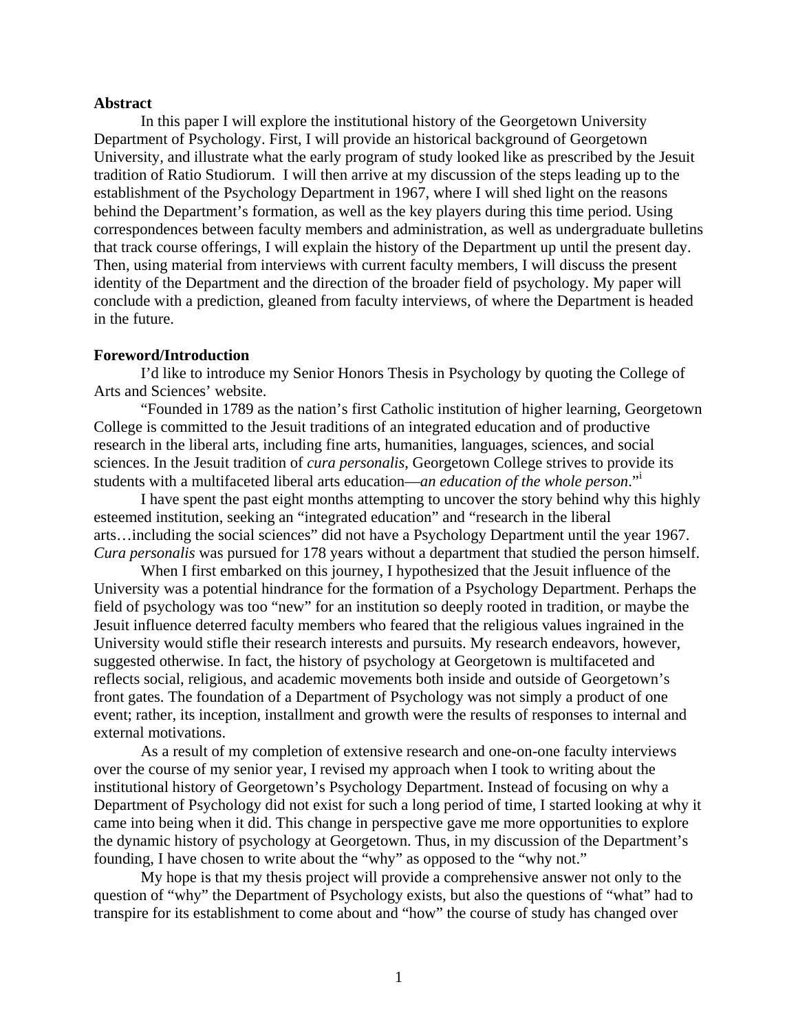**Abstract**

In this paper I will explore the institutional history of the Georgetown University Department of Psychology. First, I will provide an historical background of Georgetown University, and illustrate what the early program of study looked like as prescribed by the Jesuit tradition of Ratio Studiorum. I will then arrive at my discussion of the steps leading up to the establishment of the Psychology Department in 1967, where I will shed light on the reasons behind the Department's formation, as well as the key players during this time period. Using correspondences between faculty members and administration, as well as undergraduate bulletins that track course offerings, I will explain the history of the Department up until the present day. Then, using material from interviews with current faculty members, I will discuss the present identity of the Department and the direction of the broader field of psychology. My paper will conclude with a prediction, gleaned from faculty interviews, of where the Department is headed in the future.

**Foreword/Introduction**

I'd like to introduce my Senior Honors Thesis in Psychology by quoting the College of Arts and Sciences' website.

"Founded in 1789 as the nation's first Catholic institution of higher learning, Georgetown College is committed to the Jesuit traditions of an integrated education and of productive research in the liberal arts, including fine arts, humanities, languages, sciences, and social sciences. In the Jesuit tradition of *cura personalis*, Georgetown College strives to provide its students with a multifaceted liberal arts education—*an education of the whole person*."[i]

I have spent the past eight months attempting to uncover the story behind why this highly esteemed institution, seeking an "integrated education" and "research in the liberal arts…including the social sciences" did not have a Psychology Department until the year 1967. *Cura personalis* was pursued for 178 years without a department that studied the person himself.

When I first embarked on this journey, I hypothesized that the Jesuit influence of the University was a potential hindrance for the formation of a Psychology Department. Perhaps the field of psychology was too "new" for an institution so deeply rooted in tradition, or maybe the Jesuit influence deterred faculty members who feared that the religious values ingrained in the University would stifle their research interests and pursuits. My research endeavors, however, suggested otherwise. In fact, the history of psychology at Georgetown is multifaceted and reflects social, religious, and academic movements both inside and outside of Georgetown's front gates. The foundation of a Department of Psychology was not simply a product of one event; rather, its inception, installment and growth were the results of responses to internal and external motivations.

As a result of my completion of extensive research and one-on-one faculty interviews over the course of my senior year, I revised my approach when I took to writing about the institutional history of Georgetown's Psychology Department. Instead of focusing on why a Department of Psychology did not exist for such a long period of time, I started looking at why it came into being when it did. This change in perspective gave me more opportunities to explore the dynamic history of psychology at Georgetown. Thus, in my discussion of the Department's founding, I have chosen to write about the "why" as opposed to the "why not."

My hope is that my thesis project will provide a comprehensive answer not only to the question of "why" the Department of Psychology exists, but also the questions of "what" had to transpire for its establishment to come about and "how" the course of study has changed over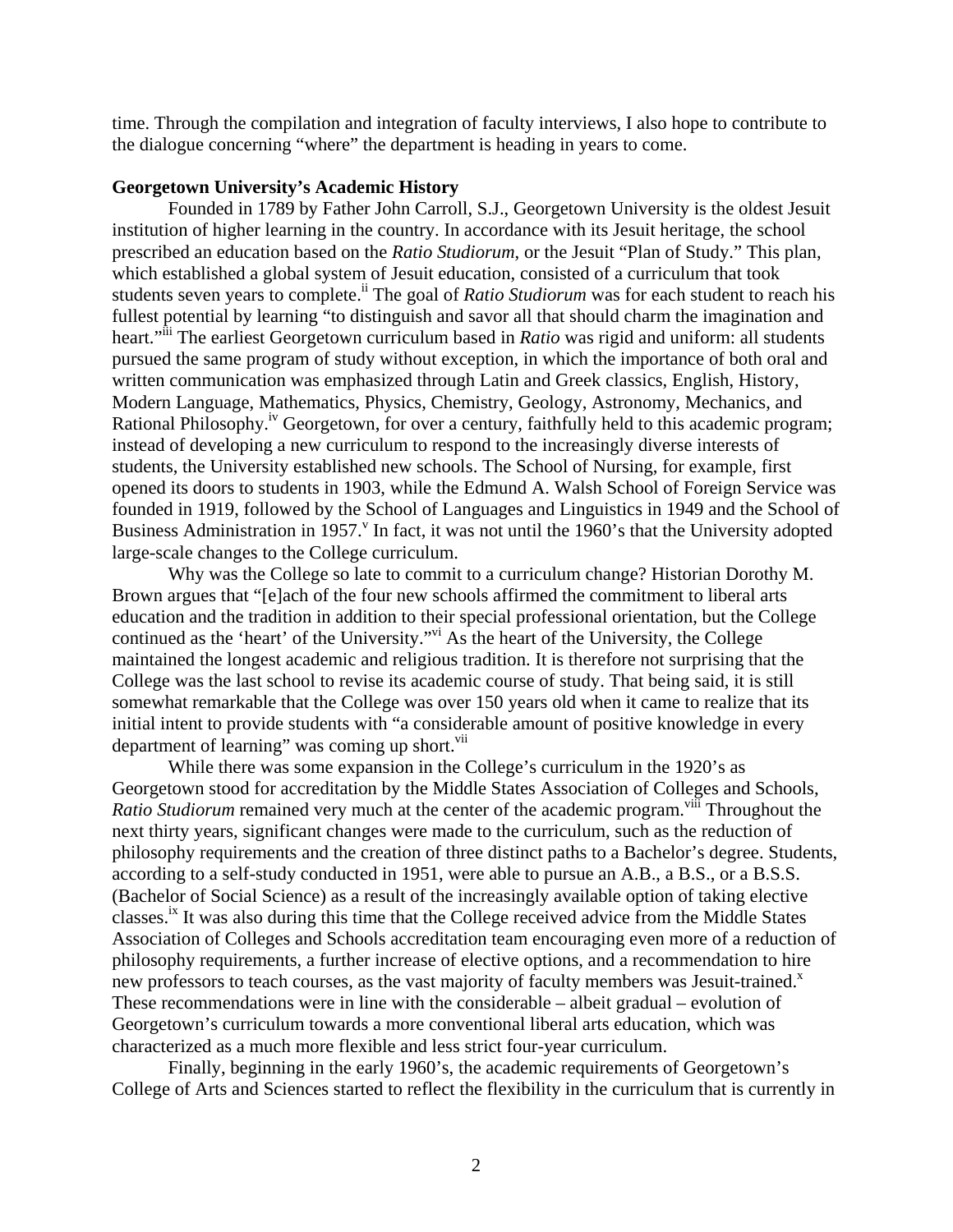time. Through the compilation and integration of faculty interviews, I also hope to contribute to the dialogue concerning "where" the department is heading in years to come.

**Georgetown University's Academic History**

Founded in 1789 by Father John Carroll, S.J., Georgetown University is the oldest Jesuit institution of higher learning in the country. In accordance with its Jesuit heritage, the school prescribed an education based on the *Ratio Studiorum*, or the Jesuit "Plan of Study." This plan, which established a global system of Jesuit education, consisted of a curriculum that took students seven years to complete.[ii] The goal of *Ratio Studiorum* was for each student to reach his fullest potential by learning "to distinguish and savor all that should charm the imagination and heart."[iii] The earliest Georgetown curriculum based in *Ratio* was rigid and uniform: all students pursued the same program of study without exception, in which the importance of both oral and written communication was emphasized through Latin and Greek classics, English, History, Modern Language, Mathematics, Physics, Chemistry, Geology, Astronomy, Mechanics, and Rational Philosophy.[iv] Georgetown, for over a century, faithfully held to this academic program; instead of developing a new curriculum to respond to the increasingly diverse interests of students, the University established new schools. The School of Nursing, for example, first opened its doors to students in 1903, while the Edmund A. Walsh School of Foreign Service was founded in 1919, followed by the School of Languages and Linguistics in 1949 and the School of Business Administration in 1957.[v] In fact, it was not until the 1960's that the University adopted large-scale changes to the College curriculum.

Why was the College so late to commit to a curriculum change? Historian Dorothy M. Brown argues that "[e]ach of the four new schools affirmed the commitment to liberal arts education and the tradition in addition to their special professional orientation, but the College continued as the 'heart' of the University."[vi] As the heart of the University, the College maintained the longest academic and religious tradition. It is therefore not surprising that the College was the last school to revise its academic course of study. That being said, it is still somewhat remarkable that the College was over 150 years old when it came to realize that its initial intent to provide students with "a considerable amount of positive knowledge in every department of learning" was coming up short.[vii]

While there was some expansion in the College's curriculum in the 1920's as Georgetown stood for accreditation by the Middle States Association of Colleges and Schools, *Ratio Studiorum* remained very much at the center of the academic program.[viii] Throughout the next thirty years, significant changes were made to the curriculum, such as the reduction of philosophy requirements and the creation of three distinct paths to a Bachelor's degree. Students, according to a self-study conducted in 1951, were able to pursue an A.B., a B.S., or a B.S.S. (Bachelor of Social Science) as a result of the increasingly available option of taking elective classes.[ix] It was also during this time that the College received advice from the Middle States Association of Colleges and Schools accreditation team encouraging even more of a reduction of philosophy requirements, a further increase of elective options, and a recommendation to hire new professors to teach courses, as the vast majority of faculty members was Jesuit-trained.[x] These recommendations were in line with the considerable – albeit gradual – evolution of Georgetown's curriculum towards a more conventional liberal arts education, which was characterized as a much more flexible and less strict four-year curriculum.

Finally, beginning in the early 1960's, the academic requirements of Georgetown's College of Arts and Sciences started to reflect the flexibility in the curriculum that is currently in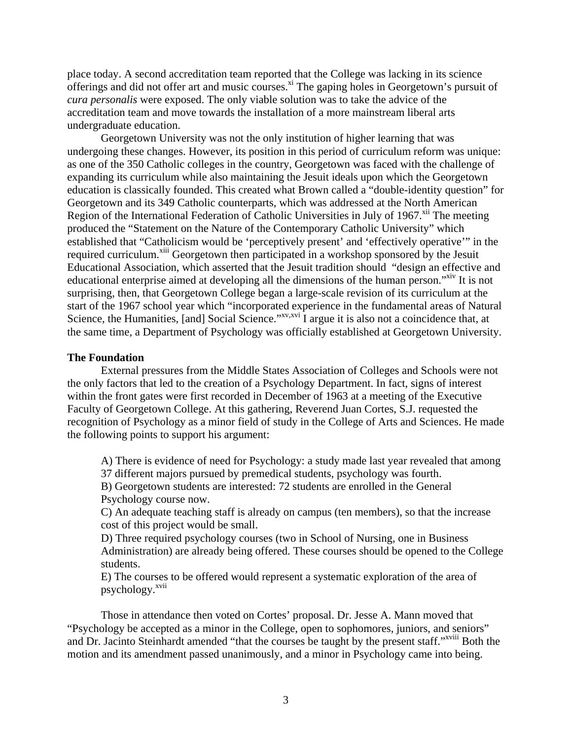place today. A second accreditation team reported that the College was lacking in its science offerings and did not offer art and music courses.[xi] The gaping holes in Georgetown's pursuit of *cura personalis* were exposed. The only viable solution was to take the advice of the accreditation team and move towards the installation of a more mainstream liberal arts undergraduate education.

Georgetown University was not the only institution of higher learning that was undergoing these changes. However, its position in this period of curriculum reform was unique: as one of the 350 Catholic colleges in the country, Georgetown was faced with the challenge of expanding its curriculum while also maintaining the Jesuit ideals upon which the Georgetown education is classically founded. This created what Brown called a "double-identity question" for Georgetown and its 349 Catholic counterparts, which was addressed at the North American Region of the International Federation of Catholic Universities in July of 1967.[xii] The meeting produced the "Statement on the Nature of the Contemporary Catholic University" which established that "Catholicism would be 'perceptively present' and 'effectively operative'" in the required curriculum.[xiii] Georgetown then participated in a workshop sponsored by the Jesuit Educational Association, which asserted that the Jesuit tradition should "design an effective and educational enterprise aimed at developing all the dimensions of the human person."[xiv] It is not surprising, then, that Georgetown College began a large-scale revision of its curriculum at the start of the 1967 school year which "incorporated experience in the fundamental areas of Natural Science, the Humanities, [and] Social Science."[xv,xvi] I argue it is also not a coincidence that, at the same time, a Department of Psychology was officially established at Georgetown University.

**The Foundation**

External pressures from the Middle States Association of Colleges and Schools were not the only factors that led to the creation of a Psychology Department. In fact, signs of interest within the front gates were first recorded in December of 1963 at a meeting of the Executive Faculty of Georgetown College. At this gathering, Reverend Juan Cortes, S.J. requested the recognition of Psychology as a minor field of study in the College of Arts and Sciences. He made the following points to support his argument:

> A) There is evidence of need for Psychology: a study made last year revealed that among 37 different majors pursued by premedical students, psychology was fourth.
> B) Georgetown students are interested: 72 students are enrolled in the General Psychology course now.
> C) An adequate teaching staff is already on campus (ten members), so that the increase cost of this project would be small.
> D) Three required psychology courses (two in School of Nursing, one in Business Administration) are already being offered. These courses should be opened to the College students.
> E) The courses to be offered would represent a systematic exploration of the area of psychology.[xvii]

Those in attendance then voted on Cortes' proposal. Dr. Jesse A. Mann moved that "Psychology be accepted as a minor in the College, open to sophomores, juniors, and seniors" and Dr. Jacinto Steinhardt amended "that the courses be taught by the present staff."[xviii] Both the motion and its amendment passed unanimously, and a minor in Psychology came into being.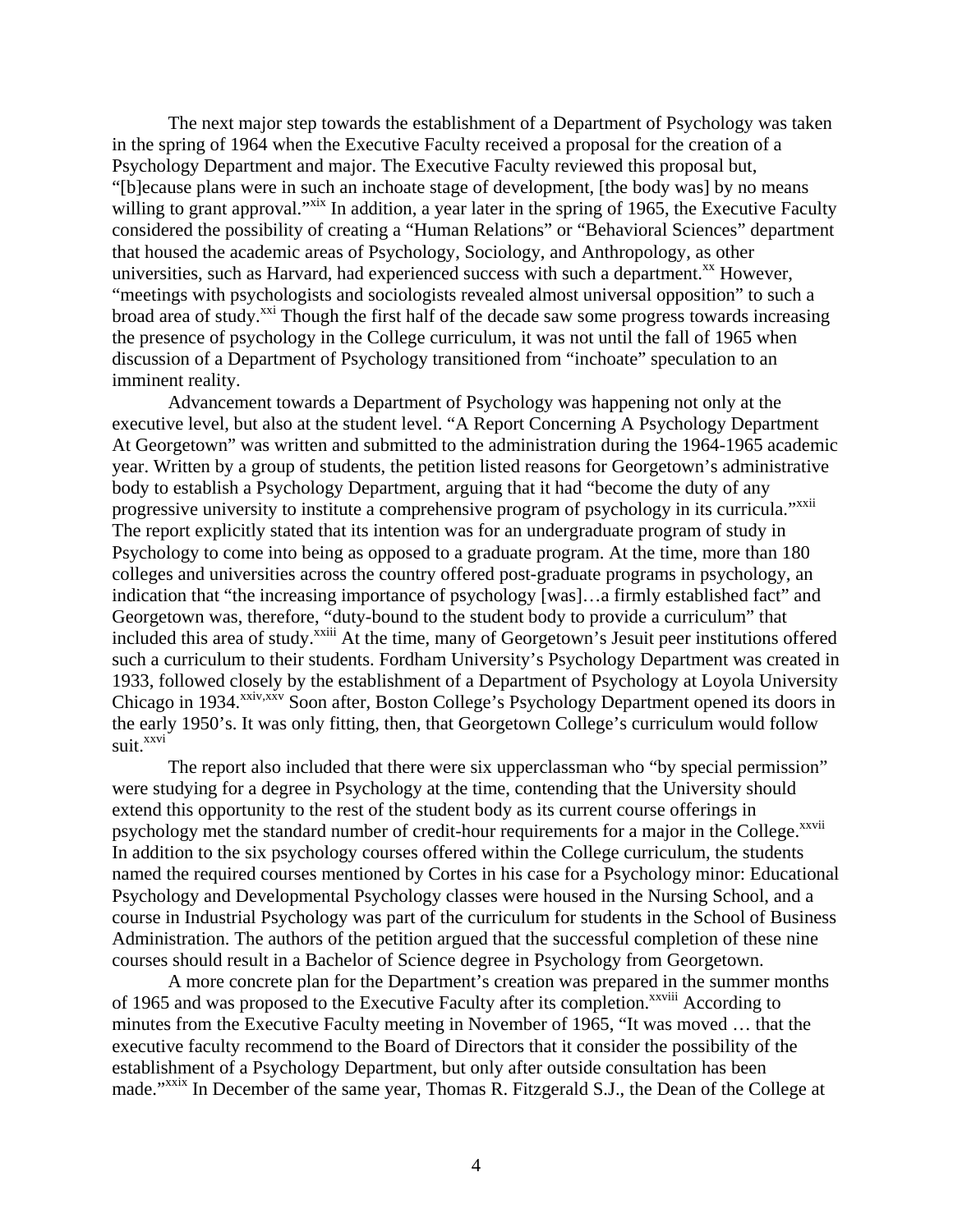The next major step towards the establishment of a Department of Psychology was taken in the spring of 1964 when the Executive Faculty received a proposal for the creation of a Psychology Department and major. The Executive Faculty reviewed this proposal but, "[b]ecause plans were in such an inchoate stage of development, [the body was] by no means willing to grant approval."[xix] In addition, a year later in the spring of 1965, the Executive Faculty considered the possibility of creating a "Human Relations" or "Behavioral Sciences" department that housed the academic areas of Psychology, Sociology, and Anthropology, as other universities, such as Harvard, had experienced success with such a department.[xx] However, "meetings with psychologists and sociologists revealed almost universal opposition" to such a broad area of study.[xxi] Though the first half of the decade saw some progress towards increasing the presence of psychology in the College curriculum, it was not until the fall of 1965 when discussion of a Department of Psychology transitioned from "inchoate" speculation to an imminent reality.

Advancement towards a Department of Psychology was happening not only at the executive level, but also at the student level. "A Report Concerning A Psychology Department At Georgetown" was written and submitted to the administration during the 1964-1965 academic year. Written by a group of students, the petition listed reasons for Georgetown's administrative body to establish a Psychology Department, arguing that it had "become the duty of any progressive university to institute a comprehensive program of psychology in its curricula."[xxii] The report explicitly stated that its intention was for an undergraduate program of study in Psychology to come into being as opposed to a graduate program. At the time, more than 180 colleges and universities across the country offered post-graduate programs in psychology, an indication that "the increasing importance of psychology [was]…a firmly established fact" and Georgetown was, therefore, "duty-bound to the student body to provide a curriculum" that included this area of study.[xxiii] At the time, many of Georgetown's Jesuit peer institutions offered such a curriculum to their students. Fordham University's Psychology Department was created in 1933, followed closely by the establishment of a Department of Psychology at Loyola University Chicago in 1934.[xxiv,xxv] Soon after, Boston College's Psychology Department opened its doors in the early 1950's. It was only fitting, then, that Georgetown College's curriculum would follow suit.[xxvi]

The report also included that there were six upperclassman who "by special permission" were studying for a degree in Psychology at the time, contending that the University should extend this opportunity to the rest of the student body as its current course offerings in psychology met the standard number of credit-hour requirements for a major in the College.[xxvii] In addition to the six psychology courses offered within the College curriculum, the students named the required courses mentioned by Cortes in his case for a Psychology minor: Educational Psychology and Developmental Psychology classes were housed in the Nursing School, and a course in Industrial Psychology was part of the curriculum for students in the School of Business Administration. The authors of the petition argued that the successful completion of these nine courses should result in a Bachelor of Science degree in Psychology from Georgetown.

A more concrete plan for the Department's creation was prepared in the summer months of 1965 and was proposed to the Executive Faculty after its completion.[xxviii] According to minutes from the Executive Faculty meeting in November of 1965, "It was moved … that the executive faculty recommend to the Board of Directors that it consider the possibility of the establishment of a Psychology Department, but only after outside consultation has been made."[xxix] In December of the same year, Thomas R. Fitzgerald S.J., the Dean of the College at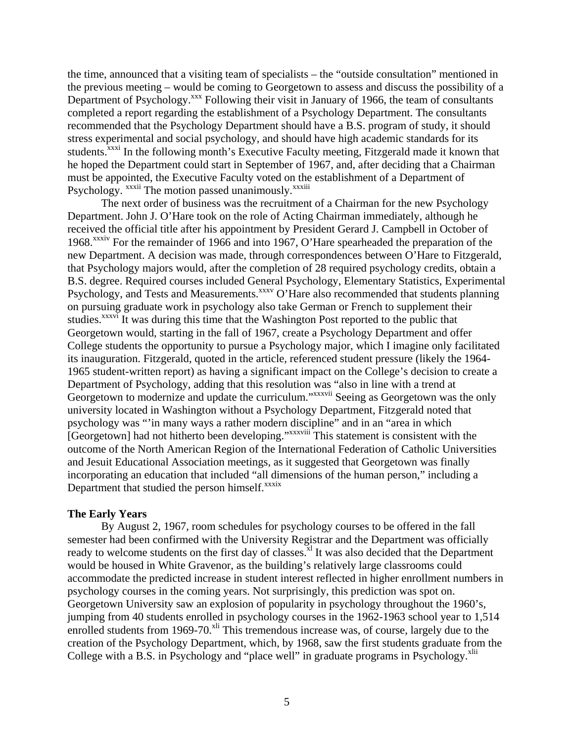the time, announced that a visiting team of specialists – the "outside consultation" mentioned in the previous meeting – would be coming to Georgetown to assess and discuss the possibility of a Department of Psychology.[xxx] Following their visit in January of 1966, the team of consultants completed a report regarding the establishment of a Psychology Department. The consultants recommended that the Psychology Department should have a B.S. program of study, it should stress experimental and social psychology, and should have high academic standards for its students.[xxxi] In the following month's Executive Faculty meeting, Fitzgerald made it known that he hoped the Department could start in September of 1967, and, after deciding that a Chairman must be appointed, the Executive Faculty voted on the establishment of a Department of Psychology. [xxxii] The motion passed unanimously.[xxxiii]

The next order of business was the recruitment of a Chairman for the new Psychology Department. John J. O'Hare took on the role of Acting Chairman immediately, although he received the official title after his appointment by President Gerard J. Campbell in October of 1968.[xxxiv] For the remainder of 1966 and into 1967, O'Hare spearheaded the preparation of the new Department. A decision was made, through correspondences between O'Hare to Fitzgerald, that Psychology majors would, after the completion of 28 required psychology credits, obtain a B.S. degree. Required courses included General Psychology, Elementary Statistics, Experimental Psychology, and Tests and Measurements.[xxxv] O'Hare also recommended that students planning on pursuing graduate work in psychology also take German or French to supplement their studies.[xxxvi] It was during this time that the Washington Post reported to the public that Georgetown would, starting in the fall of 1967, create a Psychology Department and offer College students the opportunity to pursue a Psychology major, which I imagine only facilitated its inauguration. Fitzgerald, quoted in the article, referenced student pressure (likely the 1964-1965 student-written report) as having a significant impact on the College's decision to create a Department of Psychology, adding that this resolution was "also in line with a trend at Georgetown to modernize and update the curriculum."[xxxvii] Seeing as Georgetown was the only university located in Washington without a Psychology Department, Fitzgerald noted that psychology was "'in many ways a rather modern discipline" and in an "area in which [Georgetown] had not hitherto been developing."[xxxviii] This statement is consistent with the outcome of the North American Region of the International Federation of Catholic Universities and Jesuit Educational Association meetings, as it suggested that Georgetown was finally incorporating an education that included "all dimensions of the human person," including a Department that studied the person himself.[xxxix]

## The Early Years

By August 2, 1967, room schedules for psychology courses to be offered in the fall semester had been confirmed with the University Registrar and the Department was officially ready to welcome students on the first day of classes.[xl] It was also decided that the Department would be housed in White Gravenor, as the building's relatively large classrooms could accommodate the predicted increase in student interest reflected in higher enrollment numbers in psychology courses in the coming years. Not surprisingly, this prediction was spot on. Georgetown University saw an explosion of popularity in psychology throughout the 1960's, jumping from 40 students enrolled in psychology courses in the 1962-1963 school year to 1,514 enrolled students from 1969-70.[xli] This tremendous increase was, of course, largely due to the creation of the Psychology Department, which, by 1968, saw the first students graduate from the College with a B.S. in Psychology and "place well" in graduate programs in Psychology.[xlii]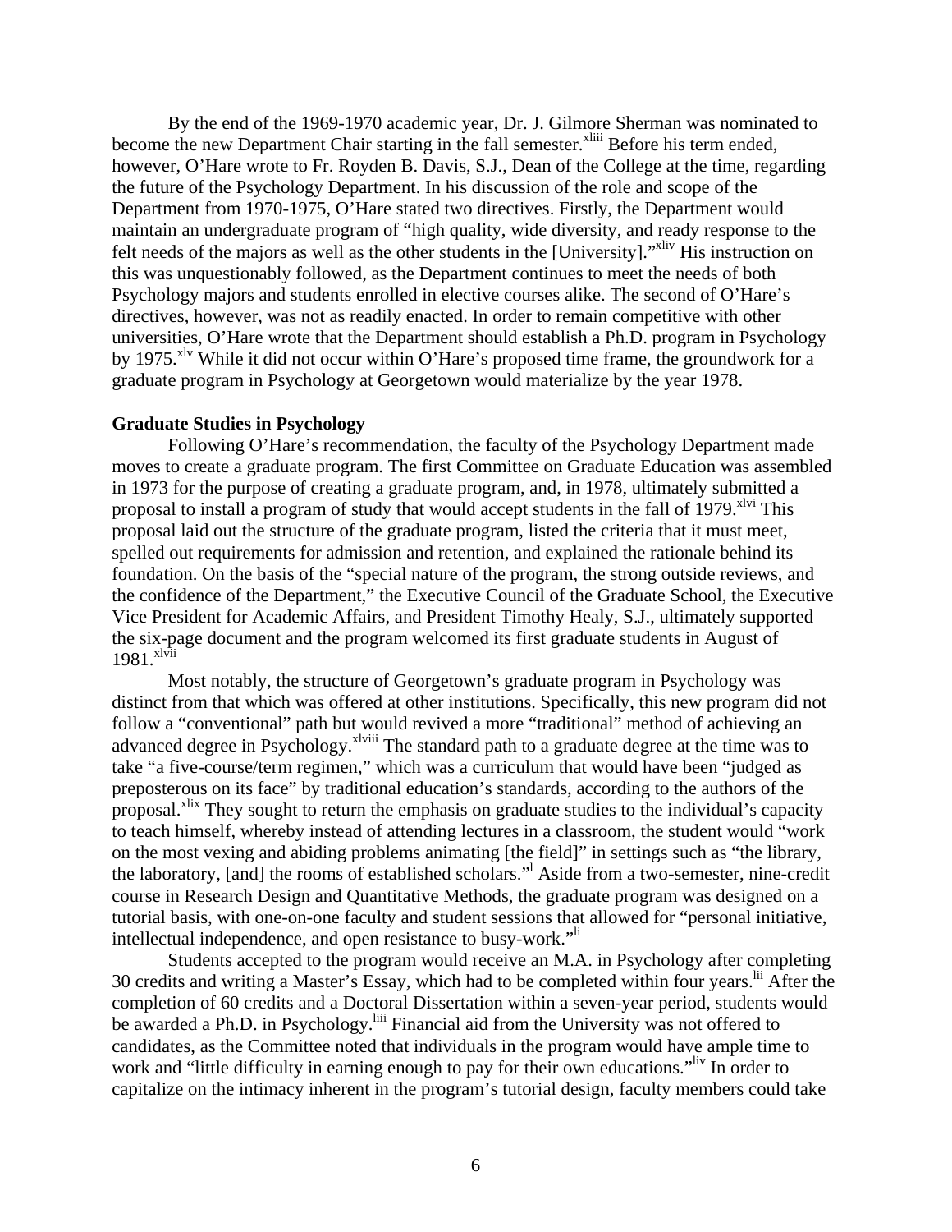By the end of the 1969-1970 academic year, Dr. J. Gilmore Sherman was nominated to become the new Department Chair starting in the fall semester.[xliii] Before his term ended, however, O'Hare wrote to Fr. Royden B. Davis, S.J., Dean of the College at the time, regarding the future of the Psychology Department. In his discussion of the role and scope of the Department from 1970-1975, O'Hare stated two directives. Firstly, the Department would maintain an undergraduate program of "high quality, wide diversity, and ready response to the felt needs of the majors as well as the other students in the [University]."[xliv] His instruction on this was unquestionably followed, as the Department continues to meet the needs of both Psychology majors and students enrolled in elective courses alike. The second of O'Hare's directives, however, was not as readily enacted. In order to remain competitive with other universities, O'Hare wrote that the Department should establish a Ph.D. program in Psychology by 1975.[xlv] While it did not occur within O'Hare's proposed time frame, the groundwork for a graduate program in Psychology at Georgetown would materialize by the year 1978.

**Graduate Studies in Psychology**

Following O'Hare's recommendation, the faculty of the Psychology Department made moves to create a graduate program. The first Committee on Graduate Education was assembled in 1973 for the purpose of creating a graduate program, and, in 1978, ultimately submitted a proposal to install a program of study that would accept students in the fall of 1979.[xlvi] This proposal laid out the structure of the graduate program, listed the criteria that it must meet, spelled out requirements for admission and retention, and explained the rationale behind its foundation. On the basis of the "special nature of the program, the strong outside reviews, and the confidence of the Department," the Executive Council of the Graduate School, the Executive Vice President for Academic Affairs, and President Timothy Healy, S.J., ultimately supported the six-page document and the program welcomed its first graduate students in August of 1981.[xlvii]

Most notably, the structure of Georgetown's graduate program in Psychology was distinct from that which was offered at other institutions. Specifically, this new program did not follow a "conventional" path but would revived a more "traditional" method of achieving an advanced degree in Psychology.[xlviii] The standard path to a graduate degree at the time was to take "a five-course/term regimen," which was a curriculum that would have been "judged as preposterous on its face" by traditional education's standards, according to the authors of the proposal.[xlix] They sought to return the emphasis on graduate studies to the individual's capacity to teach himself, whereby instead of attending lectures in a classroom, the student would "work on the most vexing and abiding problems animating [the field]" in settings such as "the library, the laboratory, [and] the rooms of established scholars."[l] Aside from a two-semester, nine-credit course in Research Design and Quantitative Methods, the graduate program was designed on a tutorial basis, with one-on-one faculty and student sessions that allowed for "personal initiative, intellectual independence, and open resistance to busy-work."[li]

Students accepted to the program would receive an M.A. in Psychology after completing 30 credits and writing a Master's Essay, which had to be completed within four years.[lii] After the completion of 60 credits and a Doctoral Dissertation within a seven-year period, students would be awarded a Ph.D. in Psychology.[liii] Financial aid from the University was not offered to candidates, as the Committee noted that individuals in the program would have ample time to work and "little difficulty in earning enough to pay for their own educations."[liv] In order to capitalize on the intimacy inherent in the program's tutorial design, faculty members could take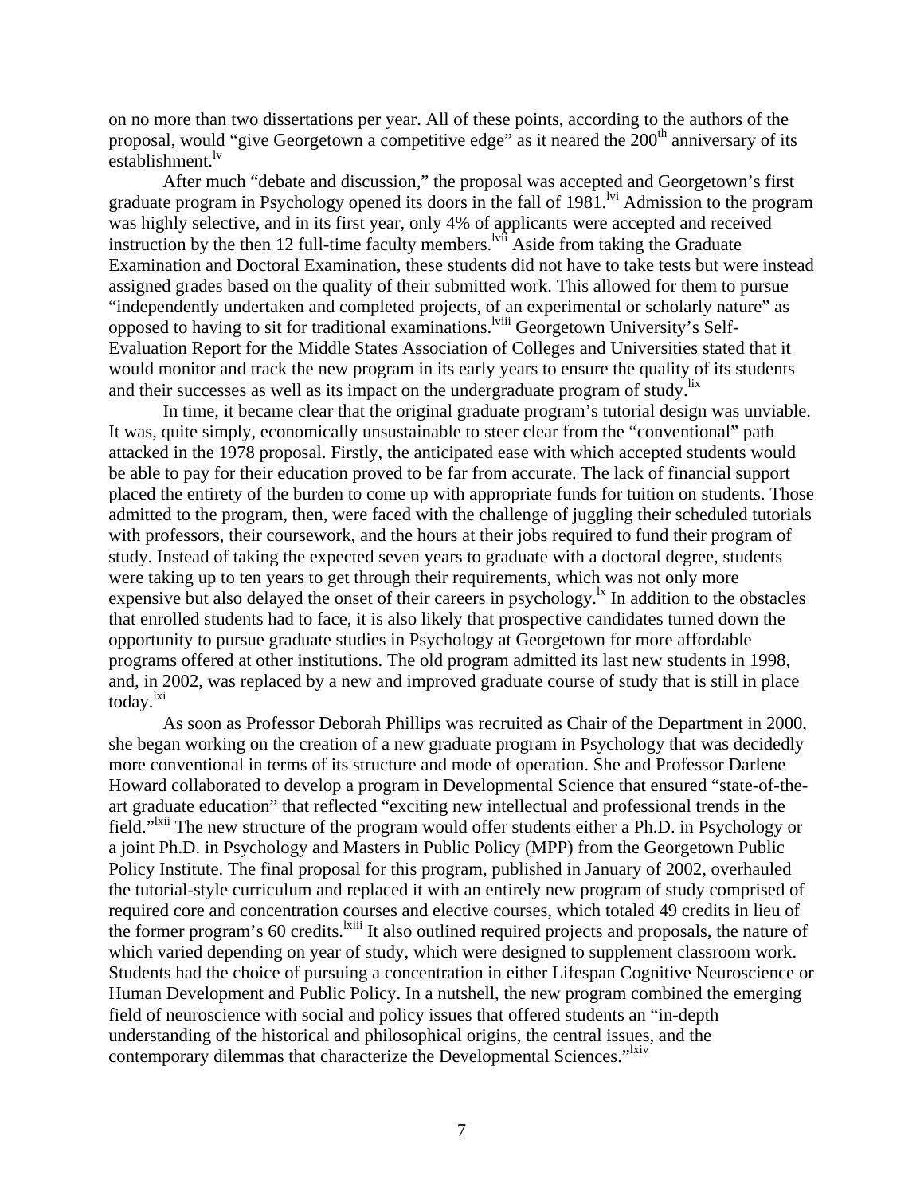on no more than two dissertations per year. All of these points, according to the authors of the proposal, would "give Georgetown a competitive edge" as it neared the 200th anniversary of its establishment.[lv]

After much "debate and discussion," the proposal was accepted and Georgetown's first graduate program in Psychology opened its doors in the fall of 1981.[lvi] Admission to the program was highly selective, and in its first year, only 4% of applicants were accepted and received instruction by the then 12 full-time faculty members.[lvii] Aside from taking the Graduate Examination and Doctoral Examination, these students did not have to take tests but were instead assigned grades based on the quality of their submitted work. This allowed for them to pursue "independently undertaken and completed projects, of an experimental or scholarly nature" as opposed to having to sit for traditional examinations.[lviii] Georgetown University's Self-Evaluation Report for the Middle States Association of Colleges and Universities stated that it would monitor and track the new program in its early years to ensure the quality of its students and their successes as well as its impact on the undergraduate program of study.[lix]

In time, it became clear that the original graduate program's tutorial design was unviable. It was, quite simply, economically unsustainable to steer clear from the "conventional" path attacked in the 1978 proposal. Firstly, the anticipated ease with which accepted students would be able to pay for their education proved to be far from accurate. The lack of financial support placed the entirety of the burden to come up with appropriate funds for tuition on students. Those admitted to the program, then, were faced with the challenge of juggling their scheduled tutorials with professors, their coursework, and the hours at their jobs required to fund their program of study. Instead of taking the expected seven years to graduate with a doctoral degree, students were taking up to ten years to get through their requirements, which was not only more expensive but also delayed the onset of their careers in psychology.[lx] In addition to the obstacles that enrolled students had to face, it is also likely that prospective candidates turned down the opportunity to pursue graduate studies in Psychology at Georgetown for more affordable programs offered at other institutions. The old program admitted its last new students in 1998, and, in 2002, was replaced by a new and improved graduate course of study that is still in place today.[lxi]

As soon as Professor Deborah Phillips was recruited as Chair of the Department in 2000, she began working on the creation of a new graduate program in Psychology that was decidedly more conventional in terms of its structure and mode of operation. She and Professor Darlene Howard collaborated to develop a program in Developmental Science that ensured "state-of-the-art graduate education" that reflected "exciting new intellectual and professional trends in the field."[lxii] The new structure of the program would offer students either a Ph.D. in Psychology or a joint Ph.D. in Psychology and Masters in Public Policy (MPP) from the Georgetown Public Policy Institute. The final proposal for this program, published in January of 2002, overhauled the tutorial-style curriculum and replaced it with an entirely new program of study comprised of required core and concentration courses and elective courses, which totaled 49 credits in lieu of the former program's 60 credits.[lxiii] It also outlined required projects and proposals, the nature of which varied depending on year of study, which were designed to supplement classroom work. Students had the choice of pursuing a concentration in either Lifespan Cognitive Neuroscience or Human Development and Public Policy. In a nutshell, the new program combined the emerging field of neuroscience with social and policy issues that offered students an "in-depth understanding of the historical and philosophical origins, the central issues, and the contemporary dilemmas that characterize the Developmental Sciences."[lxiv]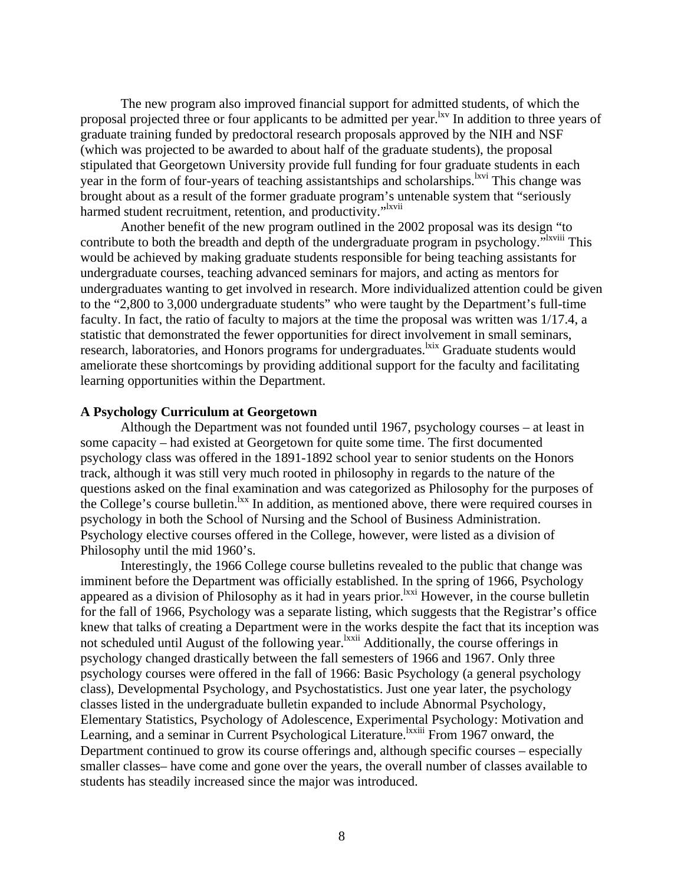The new program also improved financial support for admitted students, of which the proposal projected three or four applicants to be admitted per year.[lxv] In addition to three years of graduate training funded by predoctoral research proposals approved by the NIH and NSF (which was projected to be awarded to about half of the graduate students), the proposal stipulated that Georgetown University provide full funding for four graduate students in each year in the form of four-years of teaching assistantships and scholarships.[lxvi] This change was brought about as a result of the former graduate program's untenable system that "seriously harmed student recruitment, retention, and productivity."[lxvii]

Another benefit of the new program outlined in the 2002 proposal was its design "to contribute to both the breadth and depth of the undergraduate program in psychology."[lxviii] This would be achieved by making graduate students responsible for being teaching assistants for undergraduate courses, teaching advanced seminars for majors, and acting as mentors for undergraduates wanting to get involved in research. More individualized attention could be given to the "2,800 to 3,000 undergraduate students" who were taught by the Department's full-time faculty. In fact, the ratio of faculty to majors at the time the proposal was written was 1/17.4, a statistic that demonstrated the fewer opportunities for direct involvement in small seminars, research, laboratories, and Honors programs for undergraduates.[lxix] Graduate students would ameliorate these shortcomings by providing additional support for the faculty and facilitating learning opportunities within the Department.

**A Psychology Curriculum at Georgetown**

Although the Department was not founded until 1967, psychology courses – at least in some capacity – had existed at Georgetown for quite some time. The first documented psychology class was offered in the 1891-1892 school year to senior students on the Honors track, although it was still very much rooted in philosophy in regards to the nature of the questions asked on the final examination and was categorized as Philosophy for the purposes of the College's course bulletin.[lxx] In addition, as mentioned above, there were required courses in psychology in both the School of Nursing and the School of Business Administration. Psychology elective courses offered in the College, however, were listed as a division of Philosophy until the mid 1960's.

Interestingly, the 1966 College course bulletins revealed to the public that change was imminent before the Department was officially established. In the spring of 1966, Psychology appeared as a division of Philosophy as it had in years prior.[lxxi] However, in the course bulletin for the fall of 1966, Psychology was a separate listing, which suggests that the Registrar's office knew that talks of creating a Department were in the works despite the fact that its inception was not scheduled until August of the following year.[lxxii] Additionally, the course offerings in psychology changed drastically between the fall semesters of 1966 and 1967. Only three psychology courses were offered in the fall of 1966: Basic Psychology (a general psychology class), Developmental Psychology, and Psychostatistics. Just one year later, the psychology classes listed in the undergraduate bulletin expanded to include Abnormal Psychology, Elementary Statistics, Psychology of Adolescence, Experimental Psychology: Motivation and Learning, and a seminar in Current Psychological Literature.[lxxiii] From 1967 onward, the Department continued to grow its course offerings and, although specific courses – especially smaller classes– have come and gone over the years, the overall number of classes available to students has steadily increased since the major was introduced.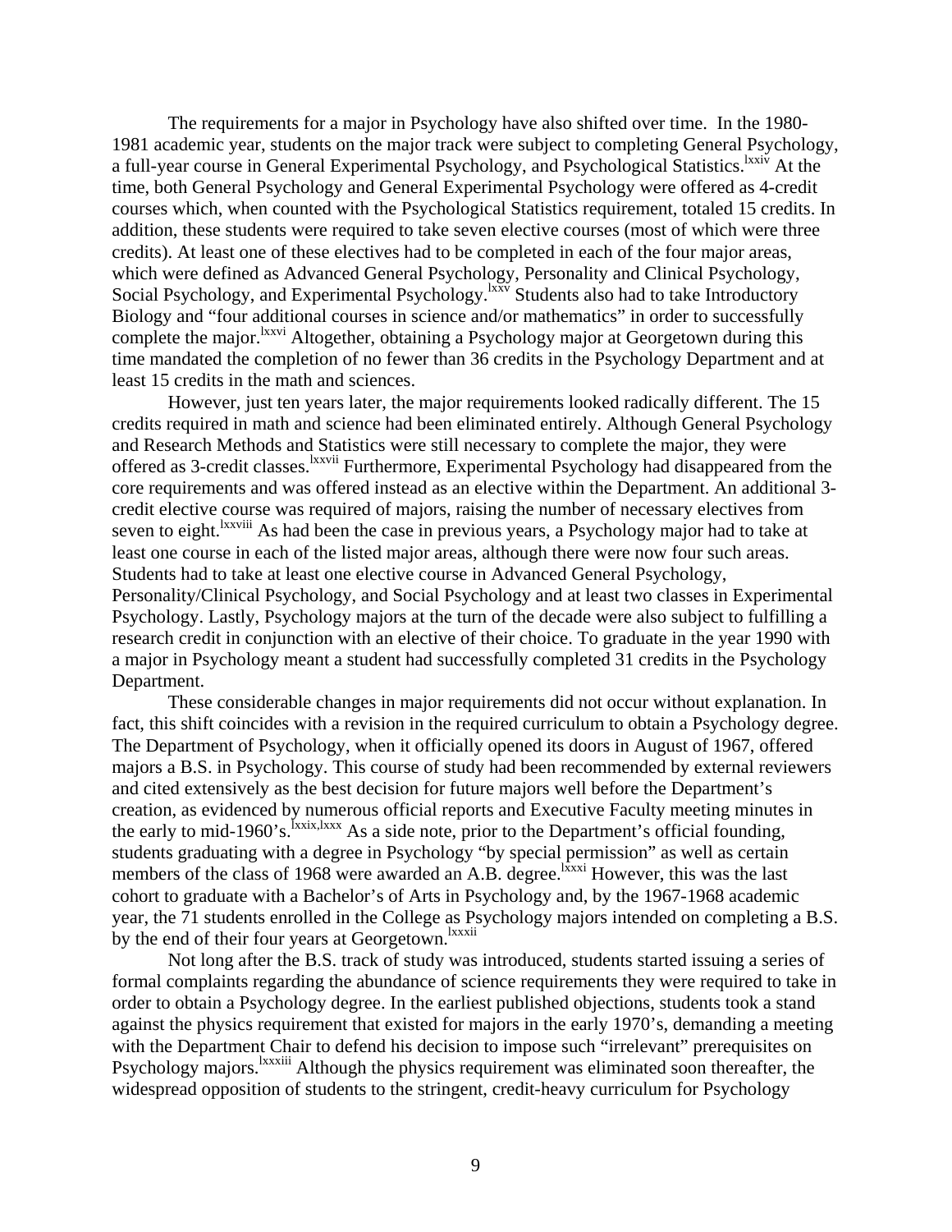The requirements for a major in Psychology have also shifted over time. In the 1980-1981 academic year, students on the major track were subject to completing General Psychology, a full-year course in General Experimental Psychology, and Psychological Statistics.[lxxiv] At the time, both General Psychology and General Experimental Psychology were offered as 4-credit courses which, when counted with the Psychological Statistics requirement, totaled 15 credits. In addition, these students were required to take seven elective courses (most of which were three credits). At least one of these electives had to be completed in each of the four major areas, which were defined as Advanced General Psychology, Personality and Clinical Psychology, Social Psychology, and Experimental Psychology.[lxxv] Students also had to take Introductory Biology and "four additional courses in science and/or mathematics" in order to successfully complete the major.[lxxvi] Altogether, obtaining a Psychology major at Georgetown during this time mandated the completion of no fewer than 36 credits in the Psychology Department and at least 15 credits in the math and sciences.

However, just ten years later, the major requirements looked radically different. The 15 credits required in math and science had been eliminated entirely. Although General Psychology and Research Methods and Statistics were still necessary to complete the major, they were offered as 3-credit classes.[lxxvii] Furthermore, Experimental Psychology had disappeared from the core requirements and was offered instead as an elective within the Department. An additional 3-credit elective course was required of majors, raising the number of necessary electives from seven to eight.[lxxviii] As had been the case in previous years, a Psychology major had to take at least one course in each of the listed major areas, although there were now four such areas. Students had to take at least one elective course in Advanced General Psychology, Personality/Clinical Psychology, and Social Psychology and at least two classes in Experimental Psychology. Lastly, Psychology majors at the turn of the decade were also subject to fulfilling a research credit in conjunction with an elective of their choice. To graduate in the year 1990 with a major in Psychology meant a student had successfully completed 31 credits in the Psychology Department.

These considerable changes in major requirements did not occur without explanation. In fact, this shift coincides with a revision in the required curriculum to obtain a Psychology degree. The Department of Psychology, when it officially opened its doors in August of 1967, offered majors a B.S. in Psychology. This course of study had been recommended by external reviewers and cited extensively as the best decision for future majors well before the Department's creation, as evidenced by numerous official reports and Executive Faculty meeting minutes in the early to mid-1960's.[lxxix,lxxx] As a side note, prior to the Department's official founding, students graduating with a degree in Psychology "by special permission" as well as certain members of the class of 1968 were awarded an A.B. degree.[lxxxi] However, this was the last cohort to graduate with a Bachelor's of Arts in Psychology and, by the 1967-1968 academic year, the 71 students enrolled in the College as Psychology majors intended on completing a B.S. by the end of their four years at Georgetown.[lxxxii]

Not long after the B.S. track of study was introduced, students started issuing a series of formal complaints regarding the abundance of science requirements they were required to take in order to obtain a Psychology degree. In the earliest published objections, students took a stand against the physics requirement that existed for majors in the early 1970's, demanding a meeting with the Department Chair to defend his decision to impose such "irrelevant" prerequisites on Psychology majors.[lxxxiii] Although the physics requirement was eliminated soon thereafter, the widespread opposition of students to the stringent, credit-heavy curriculum for Psychology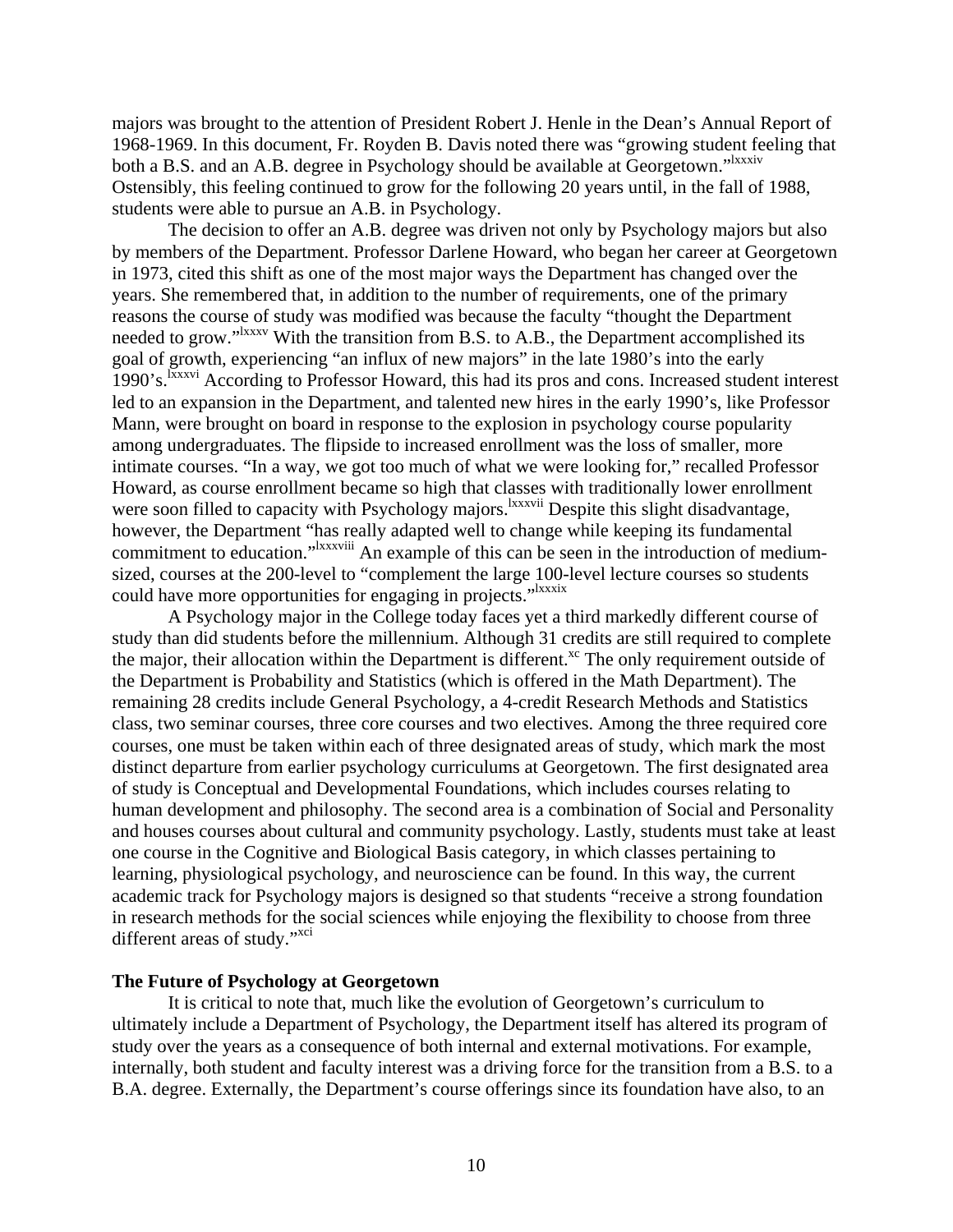majors was brought to the attention of President Robert J. Henle in the Dean's Annual Report of 1968-1969. In this document, Fr. Royden B. Davis noted there was "growing student feeling that both a B.S. and an A.B. degree in Psychology should be available at Georgetown."[lxxxiv] Ostensibly, this feeling continued to grow for the following 20 years until, in the fall of 1988, students were able to pursue an A.B. in Psychology.

The decision to offer an A.B. degree was driven not only by Psychology majors but also by members of the Department. Professor Darlene Howard, who began her career at Georgetown in 1973, cited this shift as one of the most major ways the Department has changed over the years. She remembered that, in addition to the number of requirements, one of the primary reasons the course of study was modified was because the faculty "thought the Department needed to grow."[lxxxv] With the transition from B.S. to A.B., the Department accomplished its goal of growth, experiencing "an influx of new majors" in the late 1980's into the early 1990's.[lxxxvi] According to Professor Howard, this had its pros and cons. Increased student interest led to an expansion in the Department, and talented new hires in the early 1990's, like Professor Mann, were brought on board in response to the explosion in psychology course popularity among undergraduates. The flipside to increased enrollment was the loss of smaller, more intimate courses. "In a way, we got too much of what we were looking for," recalled Professor Howard, as course enrollment became so high that classes with traditionally lower enrollment were soon filled to capacity with Psychology majors.[lxxxvii] Despite this slight disadvantage, however, the Department "has really adapted well to change while keeping its fundamental commitment to education."[lxxxviii] An example of this can be seen in the introduction of medium-sized, courses at the 200-level to "complement the large 100-level lecture courses so students could have more opportunities for engaging in projects."[lxxxix]

A Psychology major in the College today faces yet a third markedly different course of study than did students before the millennium. Although 31 credits are still required to complete the major, their allocation within the Department is different.[xc] The only requirement outside of the Department is Probability and Statistics (which is offered in the Math Department). The remaining 28 credits include General Psychology, a 4-credit Research Methods and Statistics class, two seminar courses, three core courses and two electives. Among the three required core courses, one must be taken within each of three designated areas of study, which mark the most distinct departure from earlier psychology curriculums at Georgetown. The first designated area of study is Conceptual and Developmental Foundations, which includes courses relating to human development and philosophy. The second area is a combination of Social and Personality and houses courses about cultural and community psychology. Lastly, students must take at least one course in the Cognitive and Biological Basis category, in which classes pertaining to learning, physiological psychology, and neuroscience can be found. In this way, the current academic track for Psychology majors is designed so that students "receive a strong foundation in research methods for the social sciences while enjoying the flexibility to choose from three different areas of study."[xci]

**The Future of Psychology at Georgetown**

It is critical to note that, much like the evolution of Georgetown's curriculum to ultimately include a Department of Psychology, the Department itself has altered its program of study over the years as a consequence of both internal and external motivations. For example, internally, both student and faculty interest was a driving force for the transition from a B.S. to a B.A. degree. Externally, the Department's course offerings since its foundation have also, to an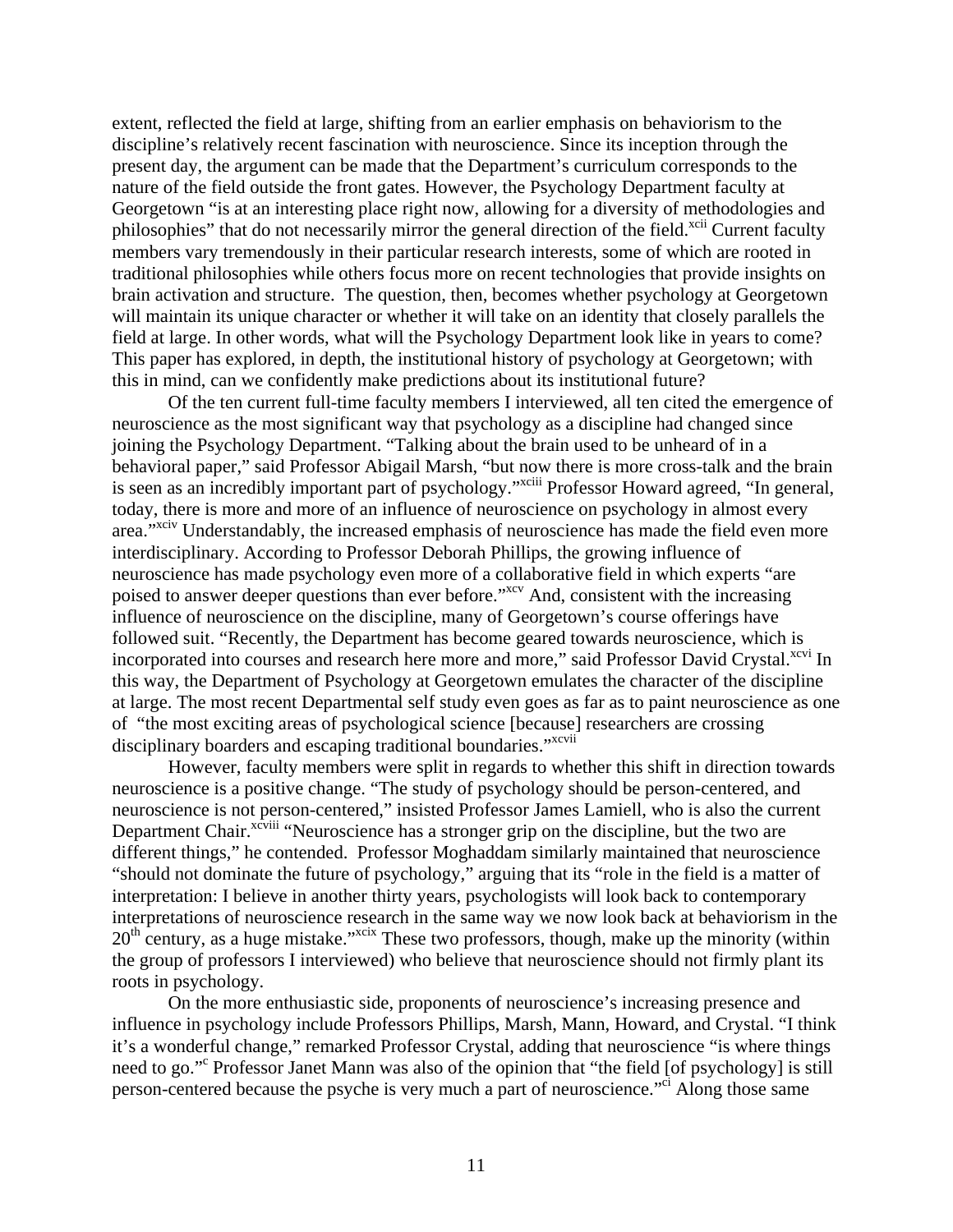extent, reflected the field at large, shifting from an earlier emphasis on behaviorism to the discipline's relatively recent fascination with neuroscience. Since its inception through the present day, the argument can be made that the Department's curriculum corresponds to the nature of the field outside the front gates. However, the Psychology Department faculty at Georgetown "is at an interesting place right now, allowing for a diversity of methodologies and philosophies" that do not necessarily mirror the general direction of the field.[xcii] Current faculty members vary tremendously in their particular research interests, some of which are rooted in traditional philosophies while others focus more on recent technologies that provide insights on brain activation and structure. The question, then, becomes whether psychology at Georgetown will maintain its unique character or whether it will take on an identity that closely parallels the field at large. In other words, what will the Psychology Department look like in years to come? This paper has explored, in depth, the institutional history of psychology at Georgetown; with this in mind, can we confidently make predictions about its institutional future?

Of the ten current full-time faculty members I interviewed, all ten cited the emergence of neuroscience as the most significant way that psychology as a discipline had changed since joining the Psychology Department. "Talking about the brain used to be unheard of in a behavioral paper," said Professor Abigail Marsh, "but now there is more cross-talk and the brain is seen as an incredibly important part of psychology."[xciii] Professor Howard agreed, "In general, today, there is more and more of an influence of neuroscience on psychology in almost every area."[xciv] Understandably, the increased emphasis of neuroscience has made the field even more interdisciplinary. According to Professor Deborah Phillips, the growing influence of neuroscience has made psychology even more of a collaborative field in which experts "are poised to answer deeper questions than ever before."[xcv] And, consistent with the increasing influence of neuroscience on the discipline, many of Georgetown's course offerings have followed suit. "Recently, the Department has become geared towards neuroscience, which is incorporated into courses and research here more and more," said Professor David Crystal.[xcvi] In this way, the Department of Psychology at Georgetown emulates the character of the discipline at large. The most recent Departmental self study even goes as far as to paint neuroscience as one of "the most exciting areas of psychological science [because] researchers are crossing disciplinary boarders and escaping traditional boundaries."[xcvii]

However, faculty members were split in regards to whether this shift in direction towards neuroscience is a positive change. "The study of psychology should be person-centered, and neuroscience is not person-centered," insisted Professor James Lamiell, who is also the current Department Chair.[xcviii] "Neuroscience has a stronger grip on the discipline, but the two are different things," he contended. Professor Moghaddam similarly maintained that neuroscience "should not dominate the future of psychology," arguing that its "role in the field is a matter of interpretation: I believe in another thirty years, psychologists will look back to contemporary interpretations of neuroscience research in the same way we now look back at behaviorism in the 20th century, as a huge mistake."[xcix] These two professors, though, make up the minority (within the group of professors I interviewed) who believe that neuroscience should not firmly plant its roots in psychology.

On the more enthusiastic side, proponents of neuroscience's increasing presence and influence in psychology include Professors Phillips, Marsh, Mann, Howard, and Crystal. "I think it's a wonderful change," remarked Professor Crystal, adding that neuroscience "is where things need to go."[c] Professor Janet Mann was also of the opinion that "the field [of psychology] is still person-centered because the psyche is very much a part of neuroscience."[ci] Along those same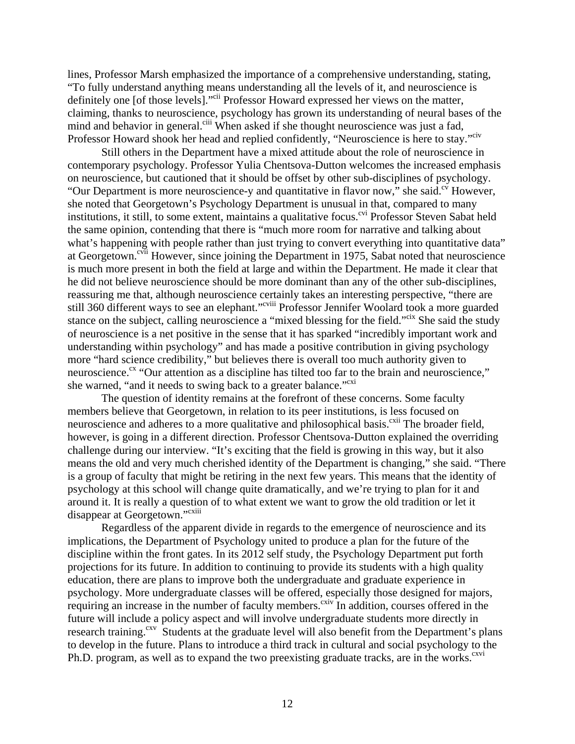lines, Professor Marsh emphasized the importance of a comprehensive understanding, stating, "To fully understand anything means understanding all the levels of it, and neuroscience is definitely one [of those levels]."[cii] Professor Howard expressed her views on the matter, claiming, thanks to neuroscience, psychology has grown its understanding of neural bases of the mind and behavior in general.[ciii] When asked if she thought neuroscience was just a fad, Professor Howard shook her head and replied confidently, "Neuroscience is here to stay."[civ]

Still others in the Department have a mixed attitude about the role of neuroscience in contemporary psychology. Professor Yulia Chentsova-Dutton welcomes the increased emphasis on neuroscience, but cautioned that it should be offset by other sub-disciplines of psychology. "Our Department is more neuroscience-y and quantitative in flavor now," she said.[cv] However, she noted that Georgetown's Psychology Department is unusual in that, compared to many institutions, it still, to some extent, maintains a qualitative focus.[cvi] Professor Steven Sabat held the same opinion, contending that there is "much more room for narrative and talking about what's happening with people rather than just trying to convert everything into quantitative data" at Georgetown.[cvii] However, since joining the Department in 1975, Sabat noted that neuroscience is much more present in both the field at large and within the Department. He made it clear that he did not believe neuroscience should be more dominant than any of the other sub-disciplines, reassuring me that, although neuroscience certainly takes an interesting perspective, "there are still 360 different ways to see an elephant."[cviii] Professor Jennifer Woolard took a more guarded stance on the subject, calling neuroscience a "mixed blessing for the field."[cix] She said the study of neuroscience is a net positive in the sense that it has sparked "incredibly important work and understanding within psychology" and has made a positive contribution in giving psychology more "hard science credibility," but believes there is overall too much authority given to neuroscience.[cx] "Our attention as a discipline has tilted too far to the brain and neuroscience," she warned, "and it needs to swing back to a greater balance."[cxi]

The question of identity remains at the forefront of these concerns. Some faculty members believe that Georgetown, in relation to its peer institutions, is less focused on neuroscience and adheres to a more qualitative and philosophical basis.[cxii] The broader field, however, is going in a different direction. Professor Chentsova-Dutton explained the overriding challenge during our interview. "It's exciting that the field is growing in this way, but it also means the old and very much cherished identity of the Department is changing," she said. "There is a group of faculty that might be retiring in the next few years. This means that the identity of psychology at this school will change quite dramatically, and we're trying to plan for it and around it. It is really a question of to what extent we want to grow the old tradition or let it disappear at Georgetown."[cxiii]

Regardless of the apparent divide in regards to the emergence of neuroscience and its implications, the Department of Psychology united to produce a plan for the future of the discipline within the front gates. In its 2012 self study, the Psychology Department put forth projections for its future. In addition to continuing to provide its students with a high quality education, there are plans to improve both the undergraduate and graduate experience in psychology. More undergraduate classes will be offered, especially those designed for majors, requiring an increase in the number of faculty members.[cxiv] In addition, courses offered in the future will include a policy aspect and will involve undergraduate students more directly in research training.[cxv] Students at the graduate level will also benefit from the Department's plans to develop in the future. Plans to introduce a third track in cultural and social psychology to the Ph.D. program, as well as to expand the two preexisting graduate tracks, are in the works.[cxvi]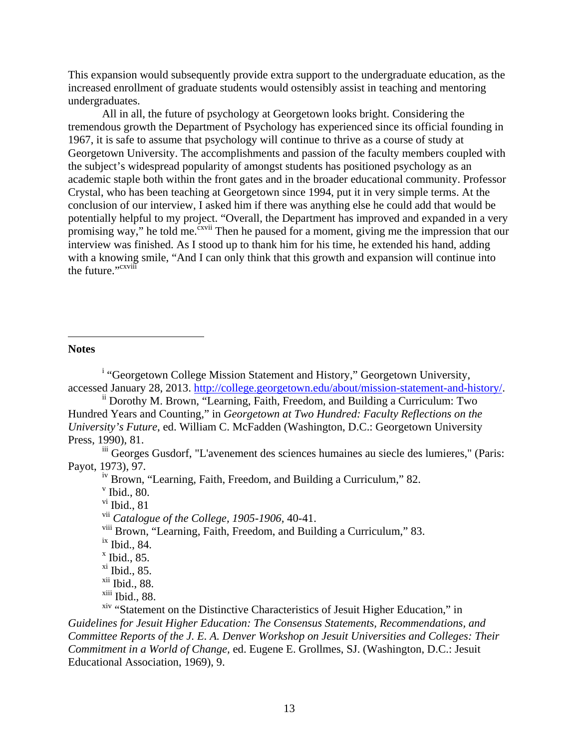This expansion would subsequently provide extra support to the undergraduate education, as the increased enrollment of graduate students would ostensibly assist in teaching and mentoring undergraduates.

All in all, the future of psychology at Georgetown looks bright. Considering the tremendous growth the Department of Psychology has experienced since its official founding in 1967, it is safe to assume that psychology will continue to thrive as a course of study at Georgetown University. The accomplishments and passion of the faculty members coupled with the subject's widespread popularity of amongst students has positioned psychology as an academic staple both within the front gates and in the broader educational community. Professor Crystal, who has been teaching at Georgetown since 1994, put it in very simple terms. At the conclusion of our interview, I asked him if there was anything else he could add that would be potentially helpful to my project. "Overall, the Department has improved and expanded in a very promising way," he told me.[cxvii] Then he paused for a moment, giving me the impression that our interview was finished. As I stood up to thank him for his time, he extended his hand, adding with a knowing smile, "And I can only think that this growth and expansion will continue into the future."[cxviii]

**Notes**

[i] "Georgetown College Mission Statement and History," Georgetown University, accessed January 28, 2013. http://college.georgetown.edu/about/mission-statement-and-history/.

[ii] Dorothy M. Brown, "Learning, Faith, Freedom, and Building a Curriculum: Two Hundred Years and Counting," in *Georgetown at Two Hundred: Faculty Reflections on the University's Future*, ed. William C. McFadden (Washington, D.C.: Georgetown University Press, 1990), 81.

[iii] Georges Gusdorf, "L'avenement des sciences humaines au siecle des lumieres," (Paris: Payot, 1973), 97.

[iv] Brown, "Learning, Faith, Freedom, and Building a Curriculum," 82.

[v] Ibid., 80.

[vi] Ibid., 81

[vii] *Catalogue of the College, 1905-1906*, 40-41.

[viii] Brown, "Learning, Faith, Freedom, and Building a Curriculum," 83.

[ix] Ibid., 84.

[x] Ibid., 85.

[xi] Ibid., 85.

[xii] Ibid., 88.

[xiii] Ibid., 88.

[xiv] "Statement on the Distinctive Characteristics of Jesuit Higher Education," in *Guidelines for Jesuit Higher Education: The Consensus Statements, Recommendations, and Committee Reports of the J. E. A. Denver Workshop on Jesuit Universities and Colleges: Their Commitment in a World of Change*, ed. Eugene E. Grollmes, SJ. (Washington, D.C.: Jesuit Educational Association, 1969), 9.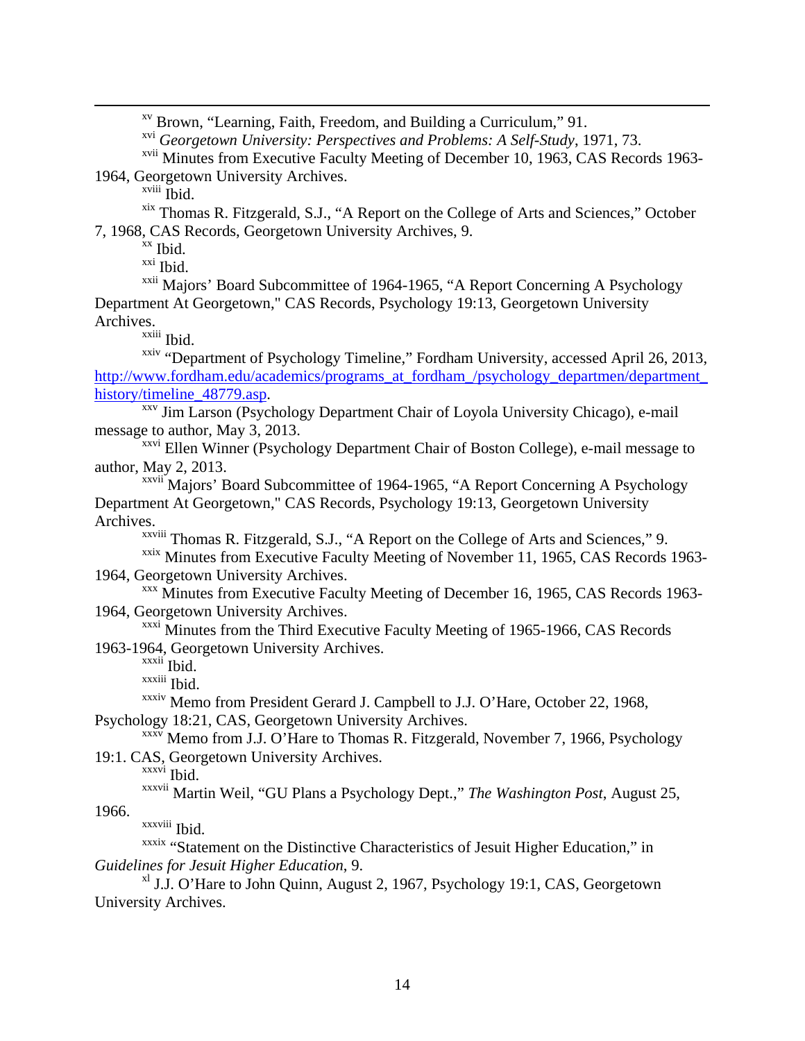[xv] Brown, "Learning, Faith, Freedom, and Building a Curriculum," 91.

[xvi] *Georgetown University: Perspectives and Problems: A Self-Study*, 1971, 73.

[xvii] Minutes from Executive Faculty Meeting of December 10, 1963, CAS Records 1963-1964, Georgetown University Archives.

[xviii] Ibid.

[xix] Thomas R. Fitzgerald, S.J., "A Report on the College of Arts and Sciences," October 7, 1968, CAS Records, Georgetown University Archives, 9.

[xx] Ibid.

[xxi] Ibid.

[xxii] Majors' Board Subcommittee of 1964-1965, "A Report Concerning A Psychology Department At Georgetown," CAS Records, Psychology 19:13, Georgetown University Archives.

[xxiii] Ibid.

[xxiv] "Department of Psychology Timeline," Fordham University, accessed April 26, 2013, http://www.fordham.edu/academics/programs_at_fordham_/psychology_departmen/department_history/timeline_48779.asp.

[xxv] Jim Larson (Psychology Department Chair of Loyola University Chicago), e-mail message to author, May 3, 2013.

[xxvi] Ellen Winner (Psychology Department Chair of Boston College), e-mail message to author, May 2, 2013.

[xxvii] Majors' Board Subcommittee of 1964-1965, "A Report Concerning A Psychology Department At Georgetown," CAS Records, Psychology 19:13, Georgetown University Archives.

[xxviii] Thomas R. Fitzgerald, S.J., "A Report on the College of Arts and Sciences," 9.

[xxix] Minutes from Executive Faculty Meeting of November 11, 1965, CAS Records 1963-1964, Georgetown University Archives.

[xxx] Minutes from Executive Faculty Meeting of December 16, 1965, CAS Records 1963-1964, Georgetown University Archives.

[xxxi] Minutes from the Third Executive Faculty Meeting of 1965-1966, CAS Records 1963-1964, Georgetown University Archives.

[xxxii] Ibid.

[xxxiii] Ibid.

[xxxiv] Memo from President Gerard J. Campbell to J.J. O'Hare, October 22, 1968, Psychology 18:21, CAS, Georgetown University Archives.

[xxxv] Memo from J.J. O'Hare to Thomas R. Fitzgerald, November 7, 1966, Psychology 19:1. CAS, Georgetown University Archives.

[xxxvi] Ibid.

[xxxvii] Martin Weil, "GU Plans a Psychology Dept.," *The Washington Post*, August 25, 1966.

[xxxviii] Ibid.

[xxxix] "Statement on the Distinctive Characteristics of Jesuit Higher Education," in *Guidelines for Jesuit Higher Education*, 9.

[xl] J.J. O'Hare to John Quinn, August 2, 1967, Psychology 19:1, CAS, Georgetown University Archives.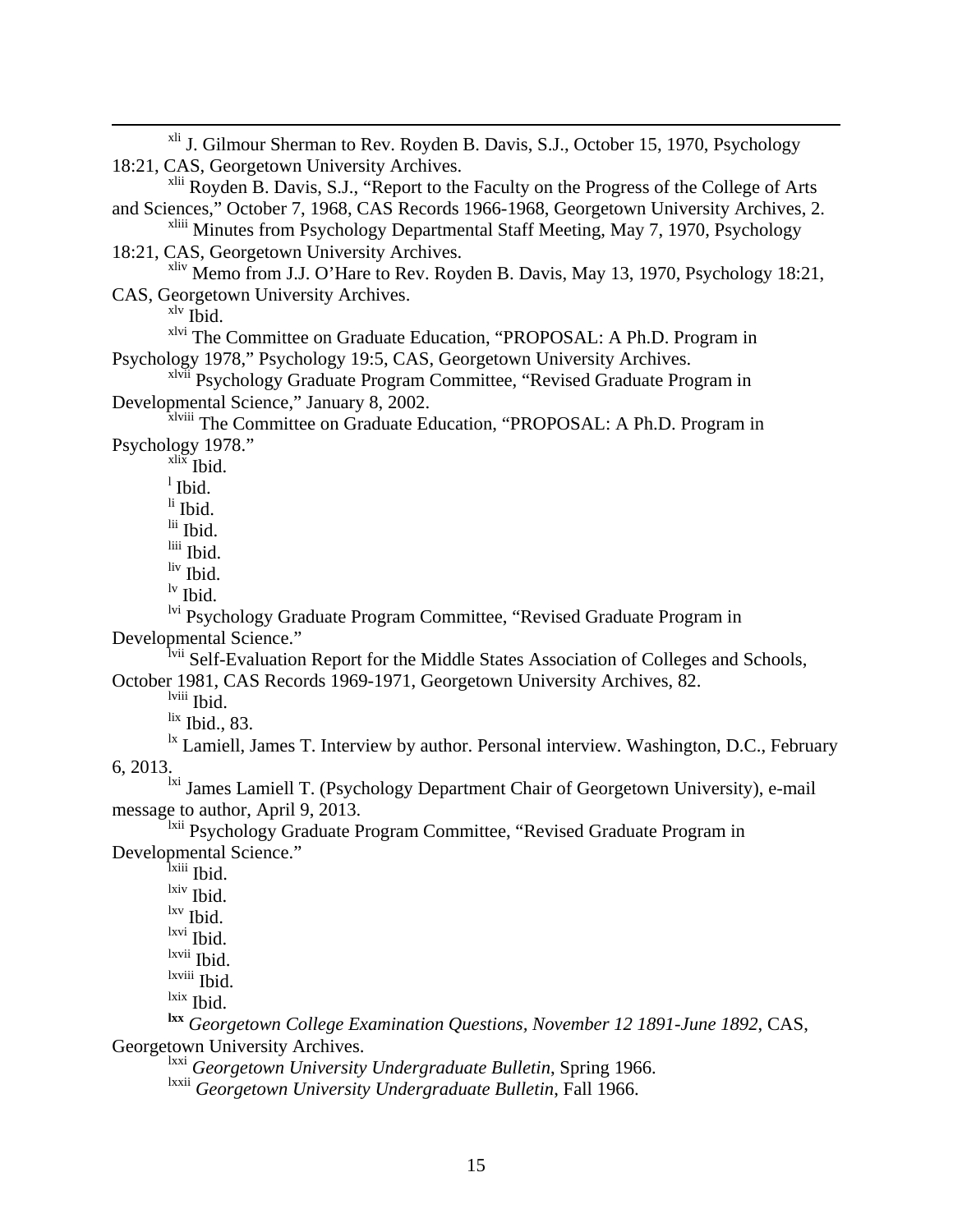[xli] J. Gilmour Sherman to Rev. Royden B. Davis, S.J., October 15, 1970, Psychology 18:21, CAS, Georgetown University Archives.

[xlii] Royden B. Davis, S.J., "Report to the Faculty on the Progress of the College of Arts and Sciences," October 7, 1968, CAS Records 1966-1968, Georgetown University Archives, 2.

[xliii] Minutes from Psychology Departmental Staff Meeting, May 7, 1970, Psychology 18:21, CAS, Georgetown University Archives.

[xliv] Memo from J.J. O'Hare to Rev. Royden B. Davis, May 13, 1970, Psychology 18:21, CAS, Georgetown University Archives.

[xlv] Ibid.

[xlvi] The Committee on Graduate Education, "PROPOSAL: A Ph.D. Program in Psychology 1978," Psychology 19:5, CAS, Georgetown University Archives.

[xlvii] Psychology Graduate Program Committee, "Revised Graduate Program in Developmental Science," January 8, 2002.

[xlviii] The Committee on Graduate Education, "PROPOSAL: A Ph.D. Program in Psychology 1978."

[xlix] Ibid.

[l] Ibid.

[li] Ibid.

[lii] Ibid.

[liii] Ibid.

[liv] Ibid.

[lv] Ibid.

[lvi] Psychology Graduate Program Committee, "Revised Graduate Program in Developmental Science."

[lvii] Self-Evaluation Report for the Middle States Association of Colleges and Schools, October 1981, CAS Records 1969-1971, Georgetown University Archives, 82.

[lviii] Ibid.

[lix] Ibid., 83.

[lx] Lamiell, James T. Interview by author. Personal interview. Washington, D.C., February 6, 2013.

[lxi] James Lamiell T. (Psychology Department Chair of Georgetown University), e-mail message to author, April 9, 2013.

[lxii] Psychology Graduate Program Committee, "Revised Graduate Program in Developmental Science."

[lxiii] Ibid.

[lxiv] Ibid.

[lxv] Ibid.

[lxvi] Ibid.

[lxvii] Ibid.

[lxviii] Ibid.

[lxix] Ibid.

[lxx] *Georgetown College Examination Questions, November 12 1891-June 1892*, CAS, Georgetown University Archives.

[lxxi] *Georgetown University Undergraduate Bulletin*, Spring 1966.

[lxxii] *Georgetown University Undergraduate Bulletin*, Fall 1966.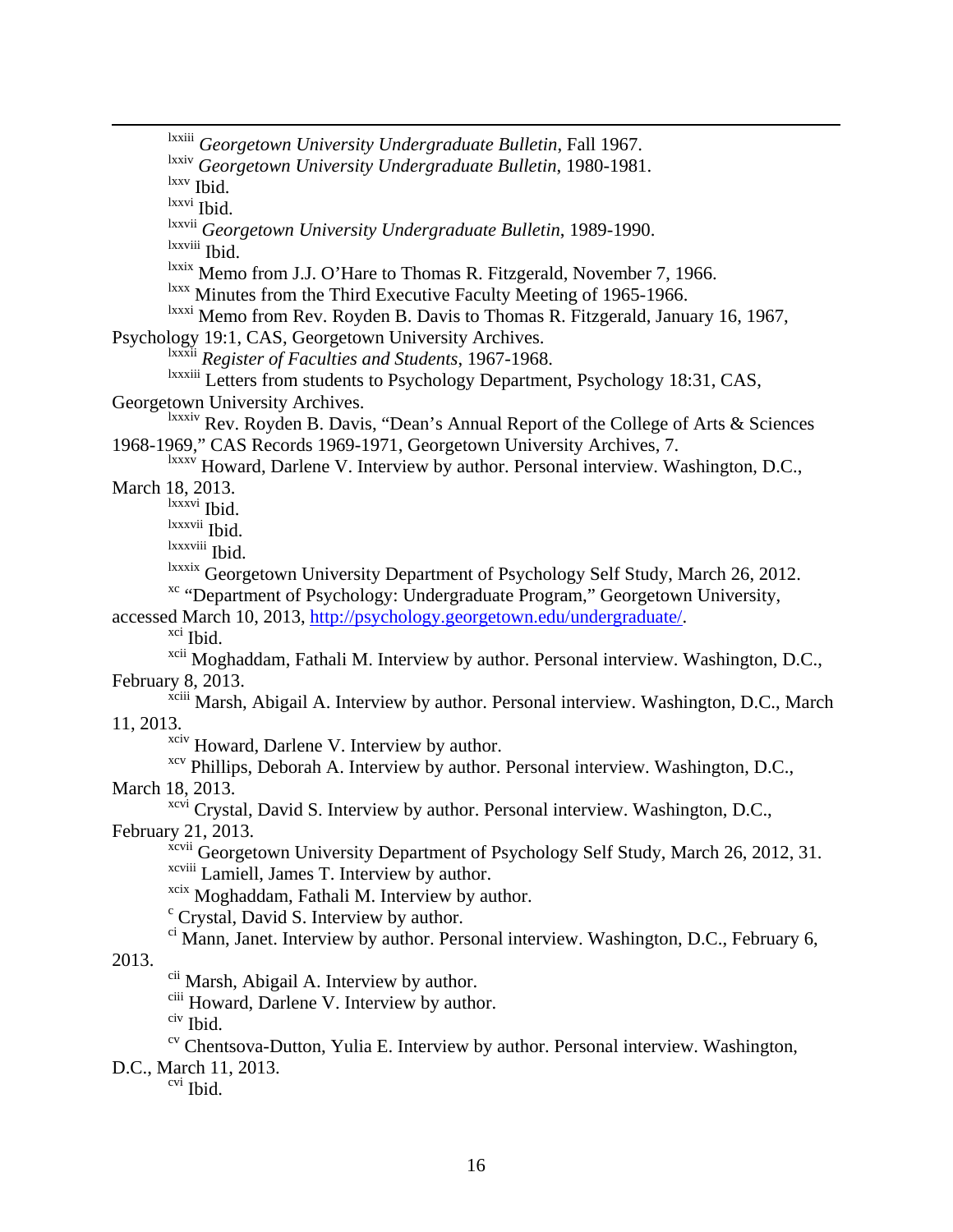[lxxiii] *Georgetown University Undergraduate Bulletin*, Fall 1967.

[lxxiv] *Georgetown University Undergraduate Bulletin*, 1980-1981.

[lxxv] Ibid.

[lxxvi] Ibid.

[lxxvii] *Georgetown University Undergraduate Bulletin*, 1989-1990.

[lxxviii] Ibid.

[lxxix] Memo from J.J. O'Hare to Thomas R. Fitzgerald, November 7, 1966.

[lxxx] Minutes from the Third Executive Faculty Meeting of 1965-1966.

[lxxxi] Memo from Rev. Royden B. Davis to Thomas R. Fitzgerald, January 16, 1967, Psychology 19:1, CAS, Georgetown University Archives.

[lxxxii] *Register of Faculties and Students*, 1967-1968.

[lxxxiii] Letters from students to Psychology Department, Psychology 18:31, CAS, Georgetown University Archives.

[lxxxiv] Rev. Royden B. Davis, "Dean's Annual Report of the College of Arts & Sciences 1968-1969," CAS Records 1969-1971, Georgetown University Archives, 7.

[lxxxv] Howard, Darlene V. Interview by author. Personal interview. Washington, D.C., March 18, 2013.

[lxxxvi] Ibid.

[lxxxvii] Ibid.

[lxxxviii] Ibid.

[lxxxix] Georgetown University Department of Psychology Self Study, March 26, 2012.

[xc] "Department of Psychology: Undergraduate Program," Georgetown University, accessed March 10, 2013, http://psychology.georgetown.edu/undergraduate/.

[xci] Ibid.

[xcii] Moghaddam, Fathali M. Interview by author. Personal interview. Washington, D.C., February 8, 2013.

[xciii] Marsh, Abigail A. Interview by author. Personal interview. Washington, D.C., March 11, 2013.

[xciv] Howard, Darlene V. Interview by author.

[xcv] Phillips, Deborah A. Interview by author. Personal interview. Washington, D.C., March 18, 2013.

[xcvi] Crystal, David S. Interview by author. Personal interview. Washington, D.C., February 21, 2013.

[xcvii] Georgetown University Department of Psychology Self Study, March 26, 2012, 31.

[xcviii] Lamiell, James T. Interview by author.

[xcix] Moghaddam, Fathali M. Interview by author.

[c] Crystal, David S. Interview by author.

[ci] Mann, Janet. Interview by author. Personal interview. Washington, D.C., February 6, 2013.

[cii] Marsh, Abigail A. Interview by author.

[ciii] Howard, Darlene V. Interview by author.

[civ] Ibid.

[cv] Chentsova-Dutton, Yulia E. Interview by author. Personal interview. Washington, D.C., March 11, 2013.

[cvi] Ibid.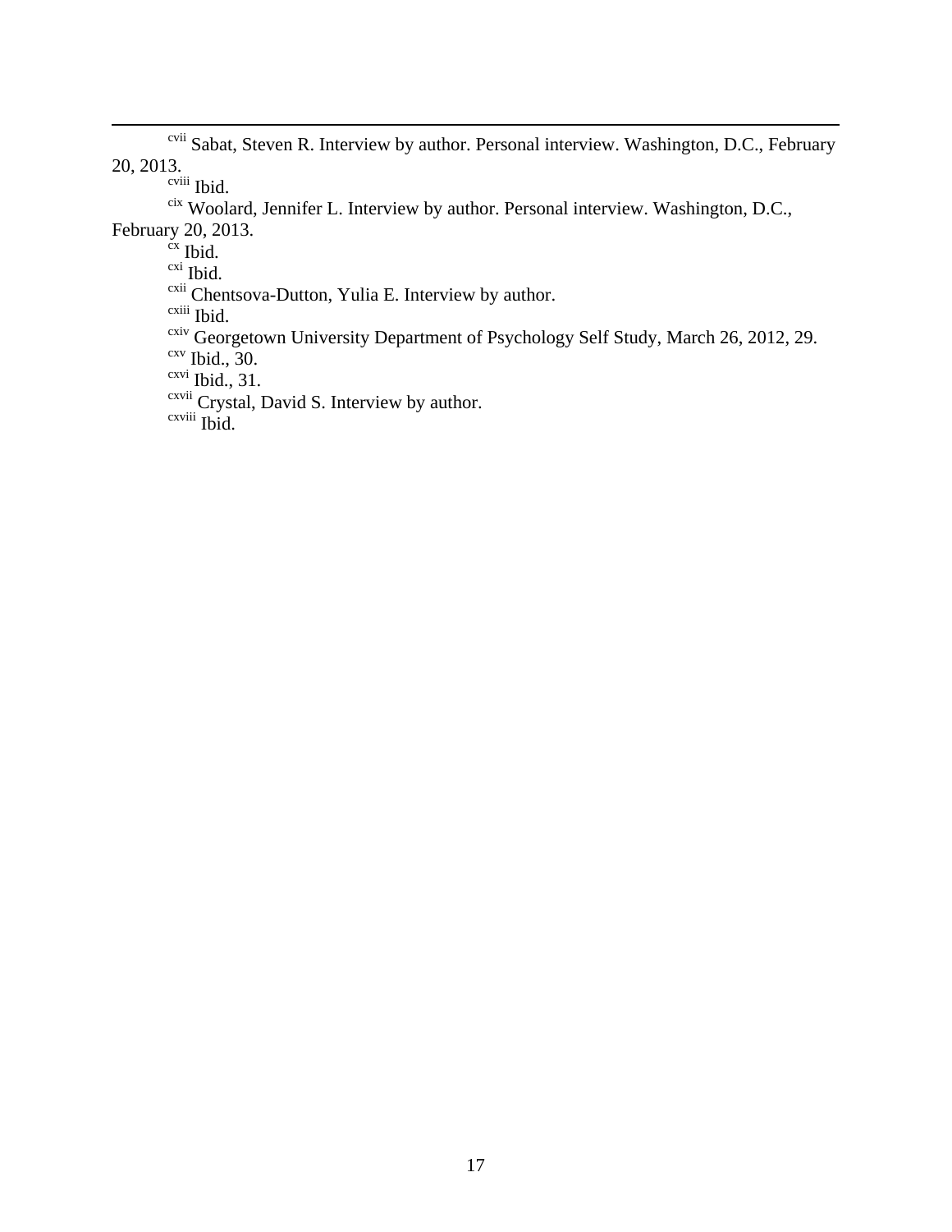[cvii] Sabat, Steven R. Interview by author. Personal interview. Washington, D.C., February 20, 2013.

[cviii] Ibid.

[cix] Woolard, Jennifer L. Interview by author. Personal interview. Washington, D.C., February 20, 2013.

[cx] Ibid.

[cxi] Ibid.

[cxii] Chentsova-Dutton, Yulia E. Interview by author.

[cxiii] Ibid.

[cxiv] Georgetown University Department of Psychology Self Study, March 26, 2012, 29.

[cxv] Ibid., 30.

[cxvi] Ibid., 31.

[cxvii] Crystal, David S. Interview by author.

[cxviii] Ibid.